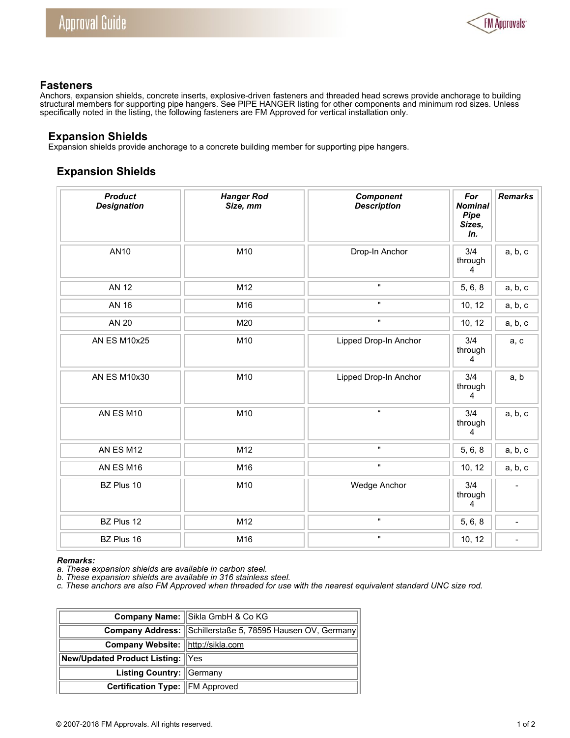## Fasteners

Anchors, expansion shields, concrete inserts, explosive-driven fasteners and threaded head screws provide anchorage to building structural members for supporting pipe hangers. See PIPE HANGER listing for other components and minimum rod sizes. Unless specifically noted in the listing, the following fasteners are FM Approved for vertical installation only.

### Expansion Shields

Expansion shields provide anchorage to a concrete building member for supporting pipe hangers.

#### Expansion Shields

| *Product Designation* | *Hanger Rod Size, mm* | *Component Description* | *For Nominal Pipe Sizes, in.* | *Remarks* |
|---|---|---|---|---|
| AN10 | M10 | Drop-In Anchor | 3/4 through 4 | a, b, c |
| AN 12 | M12 | " | 5, 6, 8 | a, b, c |
| AN 16 | M16 | " | 10, 12 | a, b, c |
| AN 20 | M20 | " | 10, 12 | a, b, c |
| AN ES M10x25 | M10 | Lipped Drop-In Anchor | 3/4 through 4 | a, c |
| AN ES M10x30 | M10 | Lipped Drop-In Anchor | 3/4 through 4 | a, b |
| AN ES M10 | M10 | “ | 3/4 through 4 | a, b, c |
| AN ES M12 | M12 | " | 5, 6, 8 | a, b, c |
| AN ES M16 | M16 | " | 10, 12 | a, b, c |
| BZ Plus 10 | M10 | Wedge Anchor | 3/4 through 4 | - |
| BZ Plus 12 | M12 | " | 5, 6, 8 | - |
| BZ Plus 16 | M16 | " | 10, 12 | - |

***Remarks:***
*a. These expansion shields are available in carbon steel.*
*b. These expansion shields are available in 316 stainless steel.*
*c. These anchors are also FM Approved when threaded for use with the nearest equivalent standard UNC size rod.*

| | |
|---|---|
| **Company Name:** | Sikla GmbH & Co KG |
| **Company Address:** | Schillerstaße 5, 78595 Hausen OV, Germany |
| **Company Website:** | http://sikla.com |
| **New/Updated Product Listing:** | Yes |
| **Listing Country:** | Germany |
| **Certification Type:** | FM Approved |

© 2007-2018 FM Approvals. All rights reserved.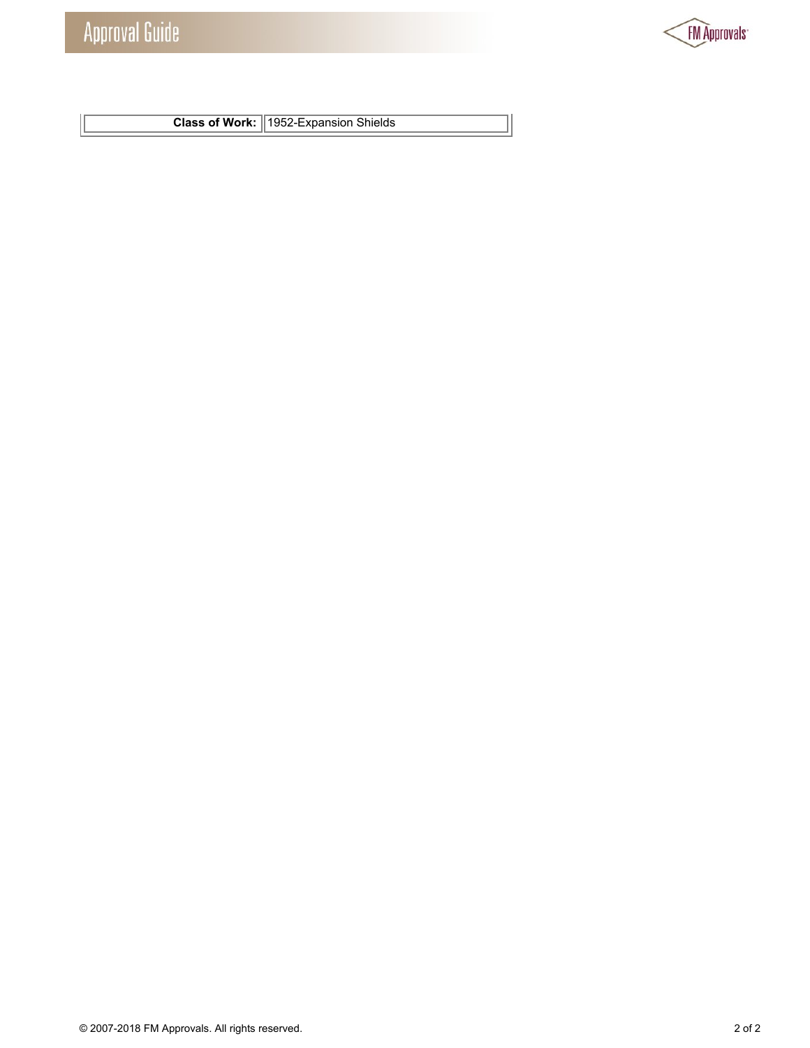| | |
|---|---|
| **Class of Work:** | 1952-Expansion Shields |